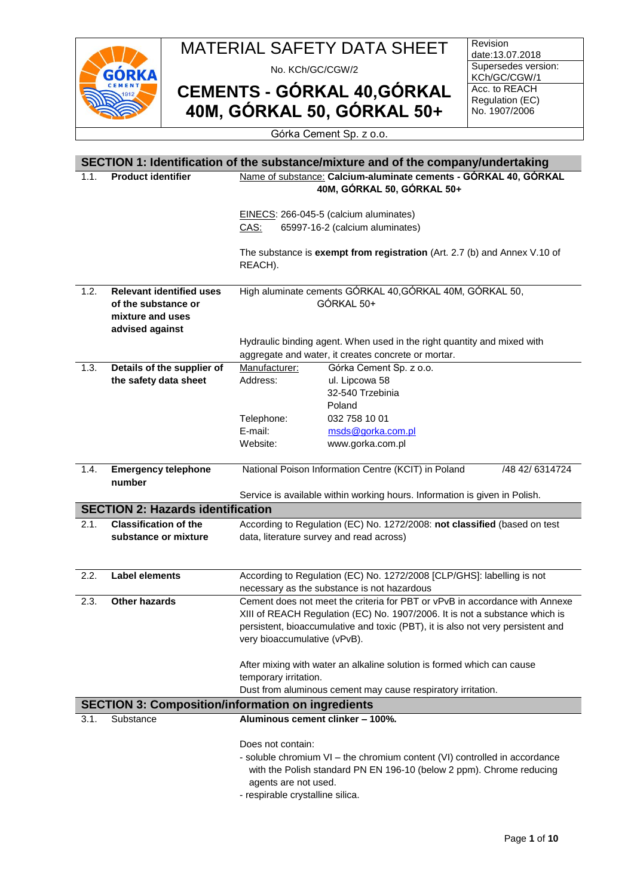# MATERIAL SAFETY DATA SHEET

No. KCh/GC/CGW/2

## CEMENTS - GÓRKAL 40,GÓRKAL 40M, GÓRKAL 50, GÓRKAL 50+

Revision date:13.07.2018
Supersedes version: KCh/GC/CGW/1
Acc. to REACH Regulation (EC) No. 1907/2006

Górka Cement Sp. z o.o.

## SECTION 1: Identification of the substance/mixture and of the company/undertaking

| | | |
|---|---|---|
| 1.1. | **Product identifier** | Name of substance: **Calcium-aluminate cements - GÓRKAL 40, GÓRKAL 40M, GÓRKAL 50, GÓRKAL 50+**<br><br>EINECS: 266-045-5 (calcium aluminates)<br>CAS: 65997-16-2 (calcium aluminates)<br><br>The substance is **exempt from registration** (Art. 2.7 (b) and Annex V.10 of REACH). |
| 1.2. | **Relevant identified uses of the substance or mixture and uses advised against** | High aluminate cements GÓRKAL 40,GÓRKAL 40M, GÓRKAL 50, GÓRKAL 50+<br><br>Hydraulic binding agent. When used in the right quantity and mixed with aggregate and water, it creates concrete or mortar. |
| 1.3. | **Details of the supplier of the safety data sheet** | Manufacturer: Górka Cement Sp. z o.o.<br>Address: ul. Lipcowa 58, 32-540 Trzebinia, Poland<br>Telephone: 032 758 10 01<br>E-mail: msds@gorka.com.pl<br>Website: www.gorka.com.pl |
| 1.4. | **Emergency telephone number** | National Poison Information Centre (KCIT) in Poland /48 42/ 6314724<br><br>Service is available within working hours. Information is given in Polish. |

## SECTION 2: Hazards identification

| | | |
|---|---|---|
| 2.1. | **Classification of the substance or mixture** | According to Regulation (EC) No. 1272/2008: **not classified** (based on test data, literature survey and read across) |
| 2.2. | **Label elements** | According to Regulation (EC) No. 1272/2008 [CLP/GHS]: labelling is not necessary as the substance is not hazardous |
| 2.3. | **Other hazards** | Cement does not meet the criteria for PBT or vPvB in accordance with Annexe XIII of REACH Regulation (EC) No. 1907/2006. It is not a substance which is persistent, bioaccumulative and toxic (PBT), it is also not very persistent and very bioaccumulative (vPvB).<br><br>After mixing with water an alkaline solution is formed which can cause temporary irritation.<br>Dust from aluminous cement may cause respiratory irritation. |

## SECTION 3: Composition/information on ingredients

| | | |
|---|---|---|
| 3.1. | Substance | **Aluminous cement clinker – 100%.**<br><br>Does not contain:<br>- soluble chromium VI – the chromium content (VI) controlled in accordance with the Polish standard PN EN 196-10 (below 2 ppm). Chrome reducing agents are not used.<br>- respirable crystalline silica. |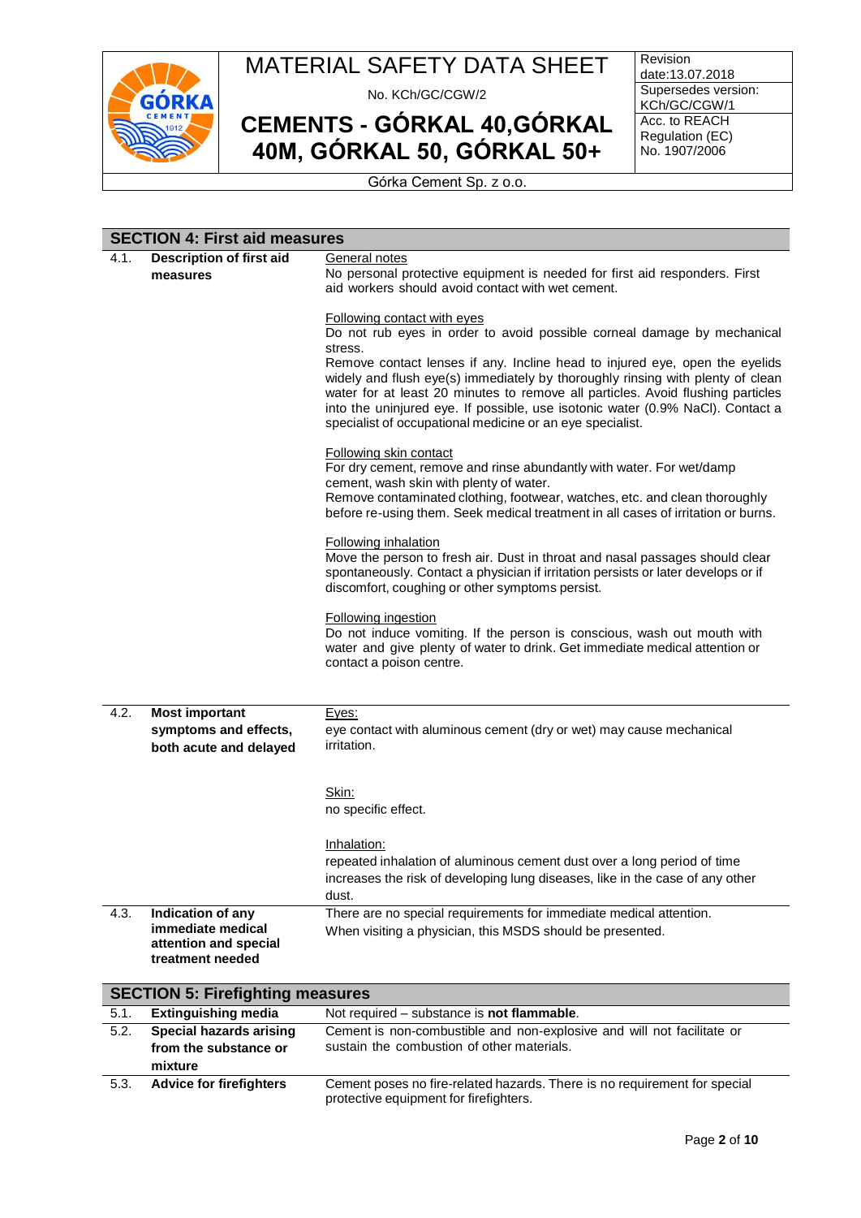## SECTION 4: First aid measures

| | | |
|---|---|---|
| 4.1. | **Description of first aid measures** | General notes<br>No personal protective equipment is needed for first aid responders. First aid workers should avoid contact with wet cement.<br><br>Following contact with eyes<br>Do not rub eyes in order to avoid possible corneal damage by mechanical stress.<br>Remove contact lenses if any. Incline head to injured eye, open the eyelids widely and flush eye(s) immediately by thoroughly rinsing with plenty of clean water for at least 20 minutes to remove all particles. Avoid flushing particles into the uninjured eye. If possible, use isotonic water (0.9% NaCl). Contact a specialist of occupational medicine or an eye specialist.<br><br>Following skin contact<br>For dry cement, remove and rinse abundantly with water. For wet/damp cement, wash skin with plenty of water.<br>Remove contaminated clothing, footwear, watches, etc. and clean thoroughly before re-using them. Seek medical treatment in all cases of irritation or burns.<br><br>Following inhalation<br>Move the person to fresh air. Dust in throat and nasal passages should clear spontaneously. Contact a physician if irritation persists or later develops or if discomfort, coughing or other symptoms persist.<br><br>Following ingestion<br>Do not induce vomiting. If the person is conscious, wash out mouth with water and give plenty of water to drink. Get immediate medical attention or contact a poison centre. |
| 4.2. | **Most important symptoms and effects, both acute and delayed** | Eyes:<br>eye contact with aluminous cement (dry or wet) may cause mechanical irritation.<br><br>Skin:<br>no specific effect.<br><br>Inhalation:<br>repeated inhalation of aluminous cement dust over a long period of time increases the risk of developing lung diseases, like in the case of any other dust. |
| 4.3. | **Indication of any immediate medical attention and special treatment needed** | There are no special requirements for immediate medical attention.<br>When visiting a physician, this MSDS should be presented. |

## SECTION 5: Firefighting measures

| | | |
|---|---|---|
| 5.1. | **Extinguishing media** | Not required – substance is **not flammable**. |
| 5.2. | **Special hazards arising from the substance or mixture** | Cement is non-combustible and non-explosive and will not facilitate or sustain the combustion of other materials. |
| 5.3. | **Advice for firefighters** | Cement poses no fire-related hazards. There is no requirement for special protective equipment for firefighters. |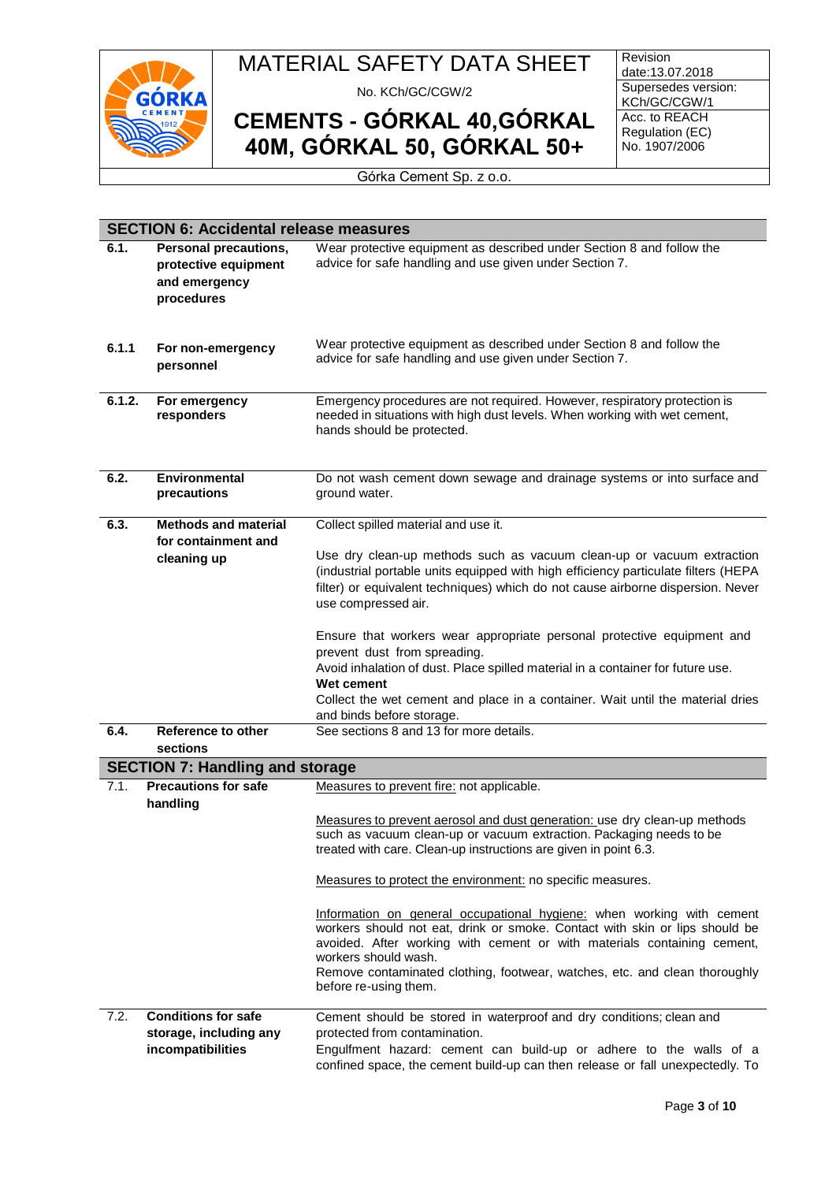## SECTION 6: Accidental release measures

| | | |
|---|---|---|
| **6.1.** | **Personal precautions, protective equipment and emergency procedures** | Wear protective equipment as described under Section 8 and follow the advice for safe handling and use given under Section 7. |
| **6.1.1** | **For non-emergency personnel** | Wear protective equipment as described under Section 8 and follow the advice for safe handling and use given under Section 7. |
| **6.1.2.** | **For emergency responders** | Emergency procedures are not required. However, respiratory protection is needed in situations with high dust levels. When working with wet cement, hands should be protected. |
| **6.2.** | **Environmental precautions** | Do not wash cement down sewage and drainage systems or into surface and ground water. |
| **6.3.** | **Methods and material for containment and cleaning up** | Collect spilled material and use it.<br><br>Use dry clean-up methods such as vacuum clean-up or vacuum extraction (industrial portable units equipped with high efficiency particulate filters (HEPA filter) or equivalent techniques) which do not cause airborne dispersion. Never use compressed air.<br><br>Ensure that workers wear appropriate personal protective equipment and prevent dust from spreading.<br>Avoid inhalation of dust. Place spilled material in a container for future use.<br>**Wet cement**<br>Collect the wet cement and place in a container. Wait until the material dries and binds before storage. |
| **6.4.** | **Reference to other sections** | See sections 8 and 13 for more details. |

## SECTION 7: Handling and storage

| | | |
|---|---|---|
| 7.1. | **Precautions for safe handling** | Measures to prevent fire: not applicable.<br><br>Measures to prevent aerosol and dust generation: use dry clean-up methods such as vacuum clean-up or vacuum extraction. Packaging needs to be treated with care. Clean-up instructions are given in point 6.3.<br><br>Measures to protect the environment: no specific measures.<br><br>Information on general occupational hygiene: when working with cement workers should not eat, drink or smoke. Contact with skin or lips should be avoided. After working with cement or with materials containing cement, workers should wash.<br>Remove contaminated clothing, footwear, watches, etc. and clean thoroughly before re-using them. |
| 7.2. | **Conditions for safe storage, including any incompatibilities** | Cement should be stored in waterproof and dry conditions; clean and protected from contamination.<br>Engulfment hazard: cement can build-up or adhere to the walls of a confined space, the cement build-up can then release or fall unexpectedly. To |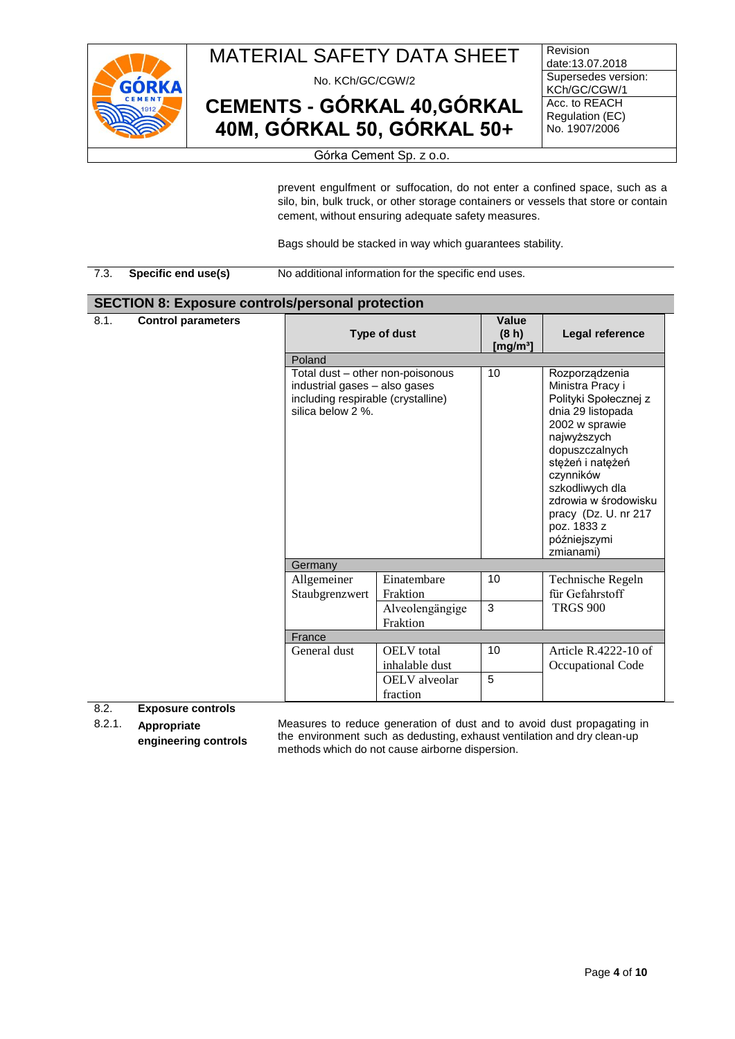prevent engulfment or suffocation, do not enter a confined space, such as a silo, bin, bulk truck, or other storage containers or vessels that store or contain cement, without ensuring adequate safety measures.

Bags should be stacked in way which guarantees stability.

**7.3. Specific end use(s)**

No additional information for the specific end uses.

## SECTION 8: Exposure controls/personal protection

**8.1. Control parameters**

| Type of dust | | Value (8 h) [mg/m³] | Legal reference |
|---|---|---|---|
| **Poland** | | | |
| Total dust – other non-poisonous industrial gases – also gases including respirable (crystalline) silica below 2 %. | | 10 | Rozporządzenia Ministra Pracy i Polityki Społecznej z dnia 29 listopada 2002 w sprawie najwyższych dopuszczalnych stężeń i natężeń czynników szkodliwych dla zdrowia w środowisku pracy (Dz. U. nr 217 poz. 1833 z późniejszymi zmianami) |
| **Germany** | | | |
| Allgemeiner Staubgrenzwert | Einatembare Fraktion | 10 | Technische Regeln für Gefahrstoff TRGS 900 |
| | Alveolengängige Fraktion | 3 | |
| **France** | | | |
| General dust | OELV total inhalable dust | 10 | Article R.4222-10 of Occupational Code |
| | OELV alveolar fraction | 5 | |

**8.2. Exposure controls**

**8.2.1. Appropriate engineering controls**

Measures to reduce generation of dust and to avoid dust propagating in the environment such as dedusting, exhaust ventilation and dry clean-up methods which do not cause airborne dispersion.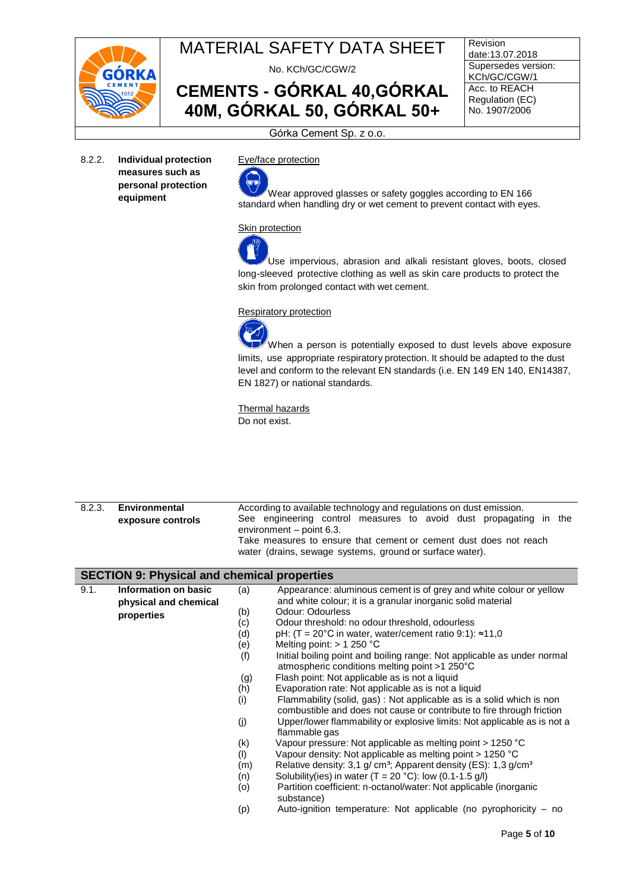**8.2.2. Individual protection measures such as personal protection equipment**

Eye/face protection

Wear approved glasses or safety goggles according to EN 166 standard when handling dry or wet cement to prevent contact with eyes.

Skin protection

Use impervious, abrasion and alkali resistant gloves, boots, closed long-sleeved protective clothing as well as skin care products to protect the skin from prolonged contact with wet cement.

Respiratory protection

When a person is potentially exposed to dust levels above exposure limits, use appropriate respiratory protection. It should be adapted to the dust level and conform to the relevant EN standards (i.e. EN 149 EN 140, EN14387, EN 1827) or national standards.

Thermal hazards

Do not exist.

**8.2.3. Environmental exposure controls**

According to available technology and regulations on dust emission.
See engineering control measures to avoid dust propagating in the environment – point 6.3.
Take measures to ensure that cement or cement dust does not reach water (drains, sewage systems, ground or surface water).

## SECTION 9: Physical and chemical properties

**9.1. Information on basic physical and chemical properties**

(a) Appearance: aluminous cement is of grey and white colour or yellow and white colour; it is a granular inorganic solid material
(b) Odour: Odourless
(c) Odour threshold: no odour threshold, odourless
(d) pH: (T = 20°C in water, water/cement ratio 9:1): ≈11,0
(e) Melting point: > 1 250 °C
(f) Initial boiling point and boiling range: Not applicable as under normal atmospheric conditions melting point >1 250°C
(g) Flash point: Not applicable as is not a liquid
(h) Evaporation rate: Not applicable as is not a liquid
(i) Flammability (solid, gas) : Not applicable as is a solid which is non combustible and does not cause or contribute to fire through friction
(j) Upper/lower flammability or explosive limits: Not applicable as is not a flammable gas
(k) Vapour pressure: Not applicable as melting point > 1250 °C
(l) Vapour density: Not applicable as melting point > 1250 °C
(m) Relative density: 3,1 g/ $cm^3$; Apparent density (ES): 1,3 g/$cm^3$
(n) Solubility(ies) in water (T = 20 °C): low (0.1-1.5 g/l)
(o) Partition coefficient: n-octanol/water: Not applicable (inorganic substance)
(p) Auto-ignition temperature: Not applicable (no pyrophoricity – no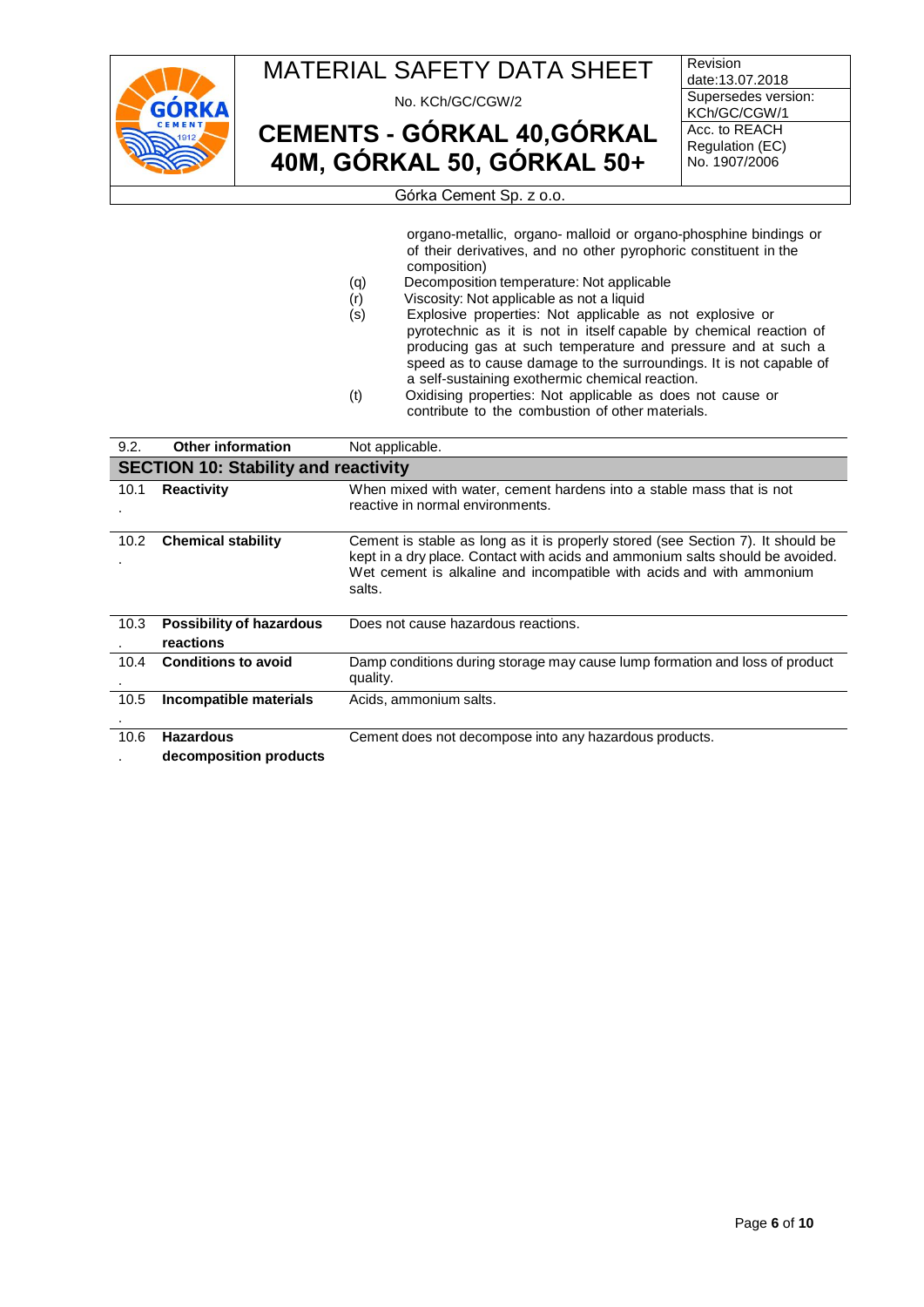organo-metallic, organo- malloid or organo-phosphine bindings or of their derivatives, and no other pyrophoric constituent in the composition)

(q) Decomposition temperature: Not applicable

(r) Viscosity: Not applicable as not a liquid

(s) Explosive properties: Not applicable as not explosive or pyrotechnic as it is not in itself capable by chemical reaction of producing gas at such temperature and pressure and at such a speed as to cause damage to the surroundings. It is not capable of a self-sustaining exothermic chemical reaction.

(t) Oxidising properties: Not applicable as does not cause or contribute to the combustion of other materials.

| 9.2. | **Other information** | Not applicable. |
|---|---|---|

## SECTION 10: Stability and reactivity

| | | |
|---|---|---|
| 10.1. | **Reactivity** | When mixed with water, cement hardens into a stable mass that is not reactive in normal environments. |
| 10.2. | **Chemical stability** | Cement is stable as long as it is properly stored (see Section 7). It should be kept in a dry place. Contact with acids and ammonium salts should be avoided. Wet cement is alkaline and incompatible with acids and with ammonium salts. |
| 10.3. | **Possibility of hazardous reactions** | Does not cause hazardous reactions. |
| 10.4. | **Conditions to avoid** | Damp conditions during storage may cause lump formation and loss of product quality. |
| 10.5. | **Incompatible materials** | Acids, ammonium salts. |
| 10.6. | **Hazardous decomposition products** | Cement does not decompose into any hazardous products. |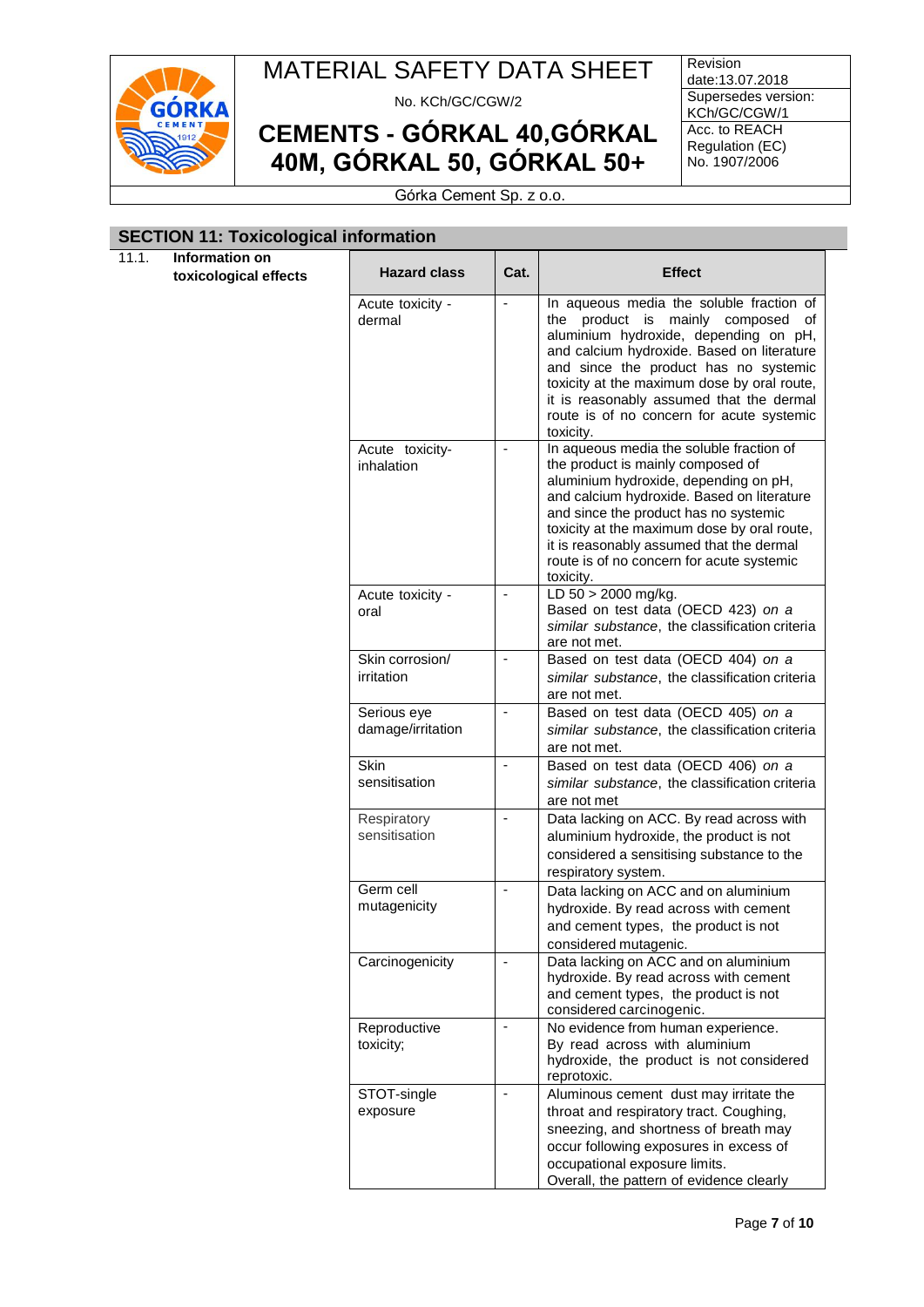## SECTION 11: Toxicological information

11.1. **Information on toxicological effects**

| Hazard class | Cat. | Effect |
|---|---|---|
| Acute toxicity - dermal | - | In aqueous media the soluble fraction of the product is mainly composed of aluminium hydroxide, depending on pH, and calcium hydroxide. Based on literature and since the product has no systemic toxicity at the maximum dose by oral route, it is reasonably assumed that the dermal route is of no concern for acute systemic toxicity. |
| Acute toxicity- inhalation | - | In aqueous media the soluble fraction of the product is mainly composed of aluminium hydroxide, depending on pH, and calcium hydroxide. Based on literature and since the product has no systemic toxicity at the maximum dose by oral route, it is reasonably assumed that the dermal route is of no concern for acute systemic toxicity. |
| Acute toxicity - oral | - | LD 50 > 2000 mg/kg. Based on test data (OECD 423) *on a similar substance*, the classification criteria are not met. |
| Skin corrosion/ irritation | - | Based on test data (OECD 404) *on a similar substance*, the classification criteria are not met. |
| Serious eye damage/irritation | - | Based on test data (OECD 405) *on a similar substance*, the classification criteria are not met. |
| Skin sensitisation | - | Based on test data (OECD 406) *on a similar substance*, the classification criteria are not met |
| Respiratory sensitisation | - | Data lacking on ACC. By read across with aluminium hydroxide, the product is not considered a sensitising substance to the respiratory system. |
| Germ cell mutagenicity | - | Data lacking on ACC and on aluminium hydroxide. By read across with cement and cement types, the product is not considered mutagenic. |
| Carcinogenicity | - | Data lacking on ACC and on aluminium hydroxide. By read across with cement and cement types, the product is not considered carcinogenic. |
| Reproductive toxicity; | - | No evidence from human experience. By read across with aluminium hydroxide, the product is not considered reprotoxic. |
| STOT-single exposure | - | Aluminous cement dust may irritate the throat and respiratory tract. Coughing, sneezing, and shortness of breath may occur following exposures in excess of occupational exposure limits. Overall, the pattern of evidence clearly |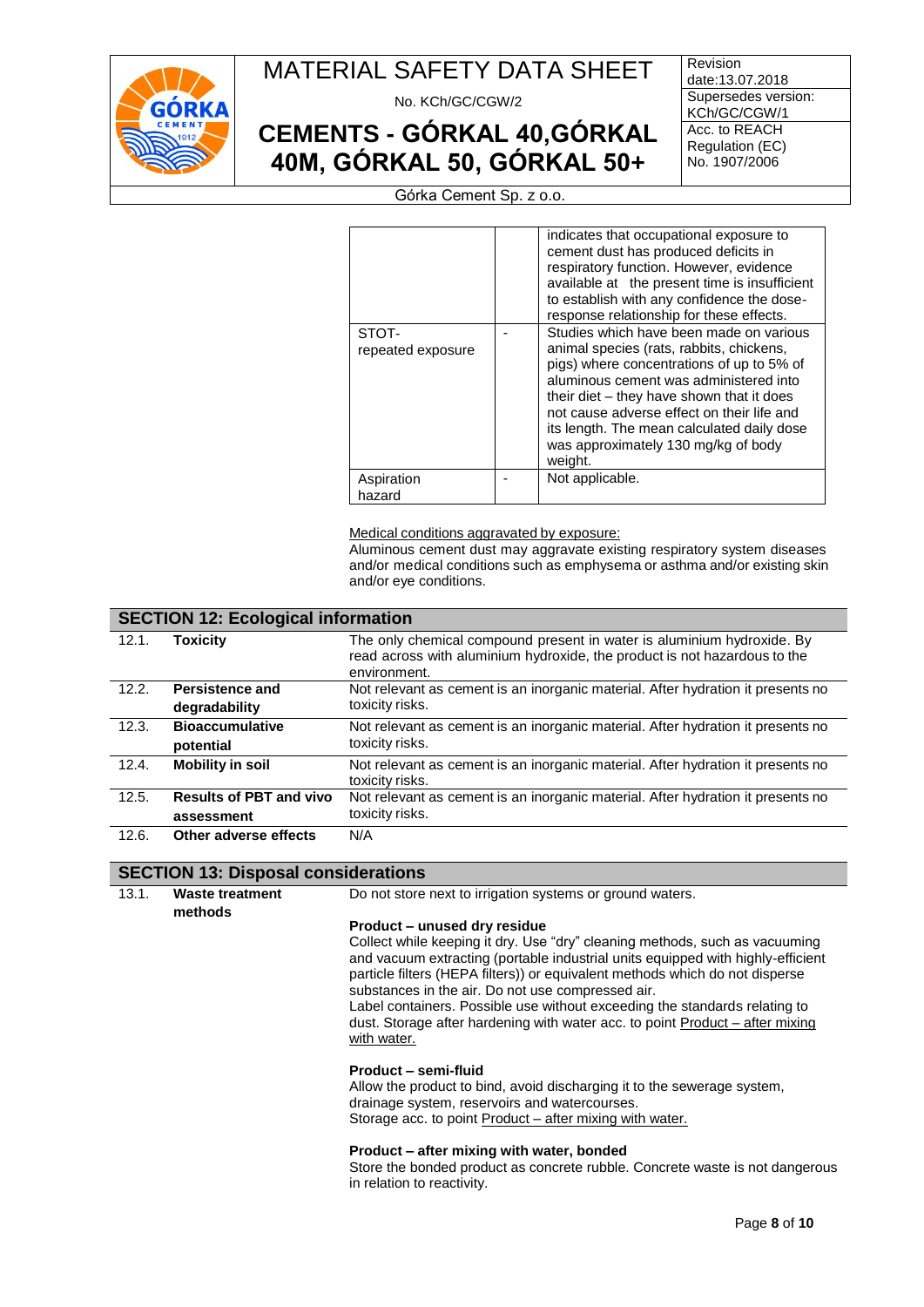| | | |
|---|---|---|
| | | indicates that occupational exposure to cement dust has produced deficits in respiratory function. However, evidence available at the present time is insufficient to establish with any confidence the dose-response relationship for these effects. |
| STOT-repeated exposure | - | Studies which have been made on various animal species (rats, rabbits, chickens, pigs) where concentrations of up to 5% of aluminous cement was administered into their diet – they have shown that it does not cause adverse effect on their life and its length. The mean calculated daily dose was approximately 130 mg/kg of body weight. |
| Aspiration hazard | - | Not applicable. |

Medical conditions aggravated by exposure:
Aluminous cement dust may aggravate existing respiratory system diseases and/or medical conditions such as emphysema or asthma and/or existing skin and/or eye conditions.

## SECTION 12: Ecological information

| | | |
|---|---|---|
| 12.1. | **Toxicity** | The only chemical compound present in water is aluminium hydroxide. By read across with aluminium hydroxide, the product is not hazardous to the environment. |
| 12.2. | **Persistence and degradability** | Not relevant as cement is an inorganic material. After hydration it presents no toxicity risks. |
| 12.3. | **Bioaccumulative potential** | Not relevant as cement is an inorganic material. After hydration it presents no toxicity risks. |
| 12.4. | **Mobility in soil** | Not relevant as cement is an inorganic material. After hydration it presents no toxicity risks. |
| 12.5. | **Results of PBT and vivo assessment** | Not relevant as cement is an inorganic material. After hydration it presents no toxicity risks. |
| 12.6. | **Other adverse effects** | N/A |

## SECTION 13: Disposal considerations

13.1. **Waste treatment methods**

Do not store next to irrigation systems or ground waters.

**Product – unused dry residue**
Collect while keeping it dry. Use "dry" cleaning methods, such as vacuuming and vacuum extracting (portable industrial units equipped with highly-efficient particle filters (HEPA filters)) or equivalent methods which do not disperse substances in the air. Do not use compressed air.
Label containers. Possible use without exceeding the standards relating to dust. Storage after hardening with water acc. to point Product – after mixing with water.

**Product – semi-fluid**
Allow the product to bind, avoid discharging it to the sewerage system, drainage system, reservoirs and watercourses.
Storage acc. to point Product – after mixing with water.

**Product – after mixing with water, bonded**
Store the bonded product as concrete rubble. Concrete waste is not dangerous in relation to reactivity.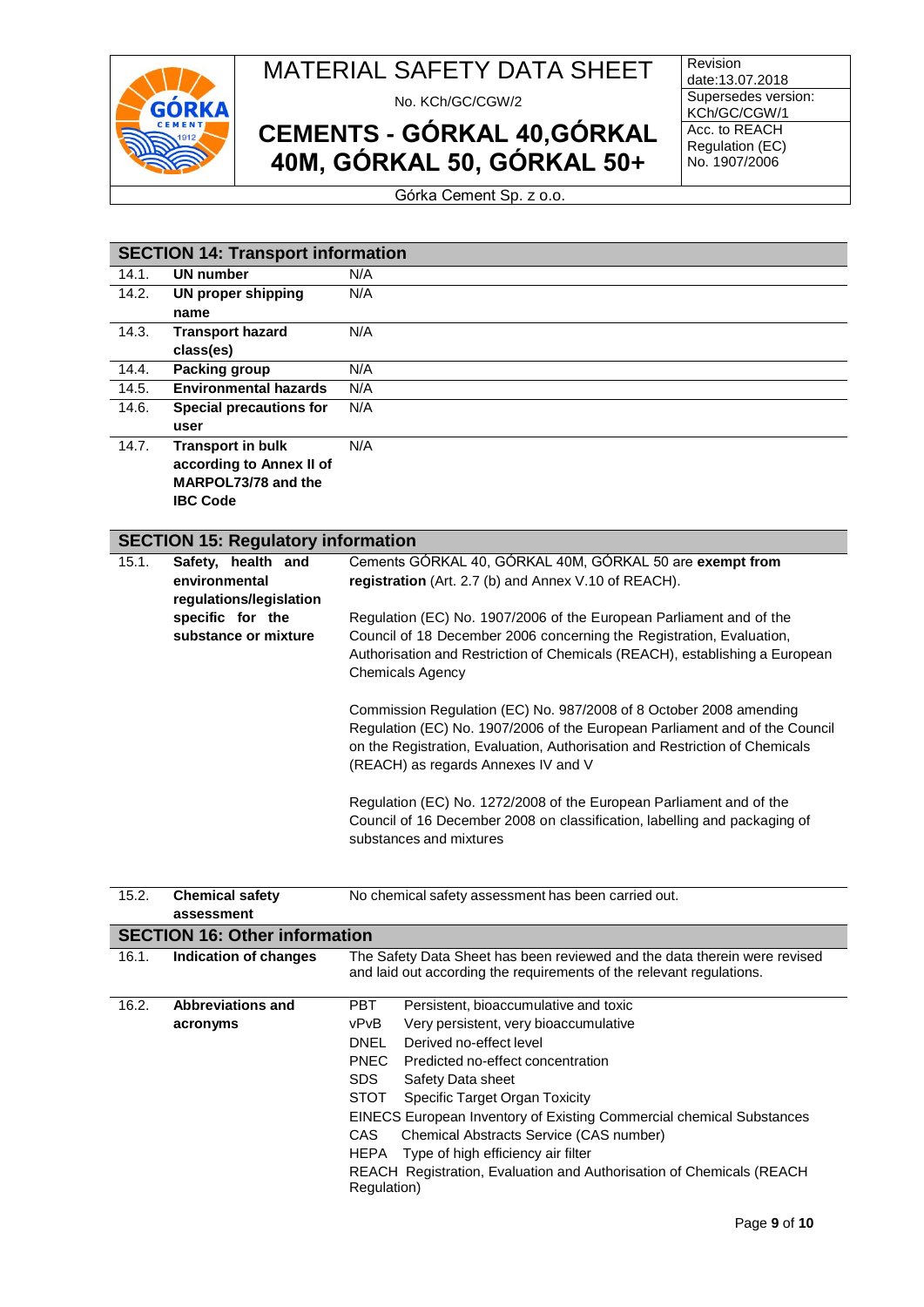## SECTION 14: Transport information

| | | |
|---|---|---|
| 14.1. | **UN number** | N/A |
| 14.2. | **UN proper shipping name** | N/A |
| 14.3. | **Transport hazard class(es)** | N/A |
| 14.4. | **Packing group** | N/A |
| 14.5. | **Environmental hazards** | N/A |
| 14.6. | **Special precautions for user** | N/A |
| 14.7. | **Transport in bulk according to Annex II of MARPOL73/78 and the IBC Code** | N/A |

## SECTION 15: Regulatory information

| | | |
|---|---|---|
| 15.1. | **Safety, health and environmental regulations/legislation specific for the substance or mixture** | Cements GÓRKAL 40, GÓRKAL 40M, GÓRKAL 50 are **exempt from registration** (Art. 2.7 (b) and Annex V.10 of REACH).<br><br>Regulation (EC) No. 1907/2006 of the European Parliament and of the Council of 18 December 2006 concerning the Registration, Evaluation, Authorisation and Restriction of Chemicals (REACH), establishing a European Chemicals Agency<br><br>Commission Regulation (EC) No. 987/2008 of 8 October 2008 amending Regulation (EC) No. 1907/2006 of the European Parliament and of the Council on the Registration, Evaluation, Authorisation and Restriction of Chemicals (REACH) as regards Annexes IV and V<br><br>Regulation (EC) No. 1272/2008 of the European Parliament and of the Council of 16 December 2008 on classification, labelling and packaging of substances and mixtures |
| 15.2. | **Chemical safety assessment** | No chemical safety assessment has been carried out. |

## SECTION 16: Other information

| | | |
|---|---|---|
| 16.1. | **Indication of changes** | The Safety Data Sheet has been reviewed and the data therein were revised and laid out according the requirements of the relevant regulations. |
| 16.2. | **Abbreviations and acronyms** | PBT Persistent, bioaccumulative and toxic<br>vPvB Very persistent, very bioaccumulative<br>DNEL Derived no-effect level<br>PNEC Predicted no-effect concentration<br>SDS Safety Data sheet<br>STOT Specific Target Organ Toxicity<br>EINECS European Inventory of Existing Commercial chemical Substances<br>CAS Chemical Abstracts Service (CAS number)<br>HEPA Type of high efficiency air filter<br>REACH Registration, Evaluation and Authorisation of Chemicals (REACH Regulation) |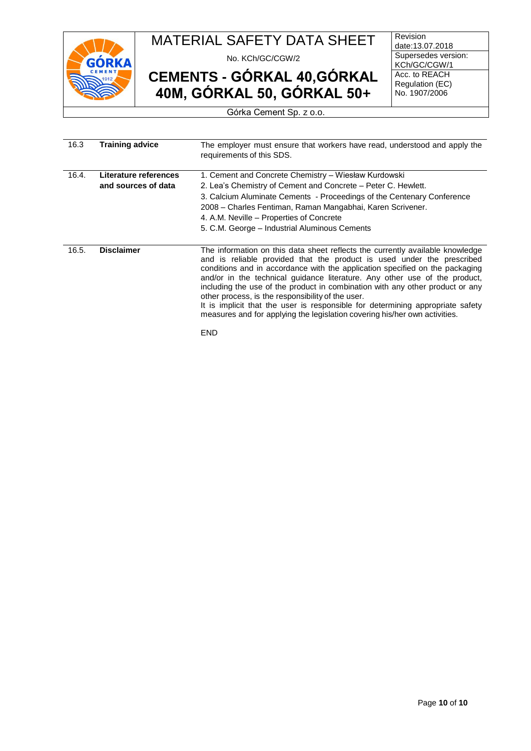| | | |
|---|---|---|
| 16.3 | **Training advice** | The employer must ensure that workers have read, understood and apply the requirements of this SDS. |
| 16.4. | **Literature references and sources of data** | 1. Cement and Concrete Chemistry – Wiesław Kurdowski<br>2. Lea's Chemistry of Cement and Concrete – Peter C. Hewlett.<br>3. Calcium Aluminate Cements - Proceedings of the Centenary Conference 2008 – Charles Fentiman, Raman Mangabhai, Karen Scrivener.<br>4. A.M. Neville – Properties of Concrete<br>5. C.M. George – Industrial Aluminous Cements |
| 16.5. | **Disclaimer** | The information on this data sheet reflects the currently available knowledge and is reliable provided that the product is used under the prescribed conditions and in accordance with the application specified on the packaging and/or in the technical guidance literature. Any other use of the product, including the use of the product in combination with any other product or any other process, is the responsibility of the user.<br>It is implicit that the user is responsible for determining appropriate safety measures and for applying the legislation covering his/her own activities. |

END